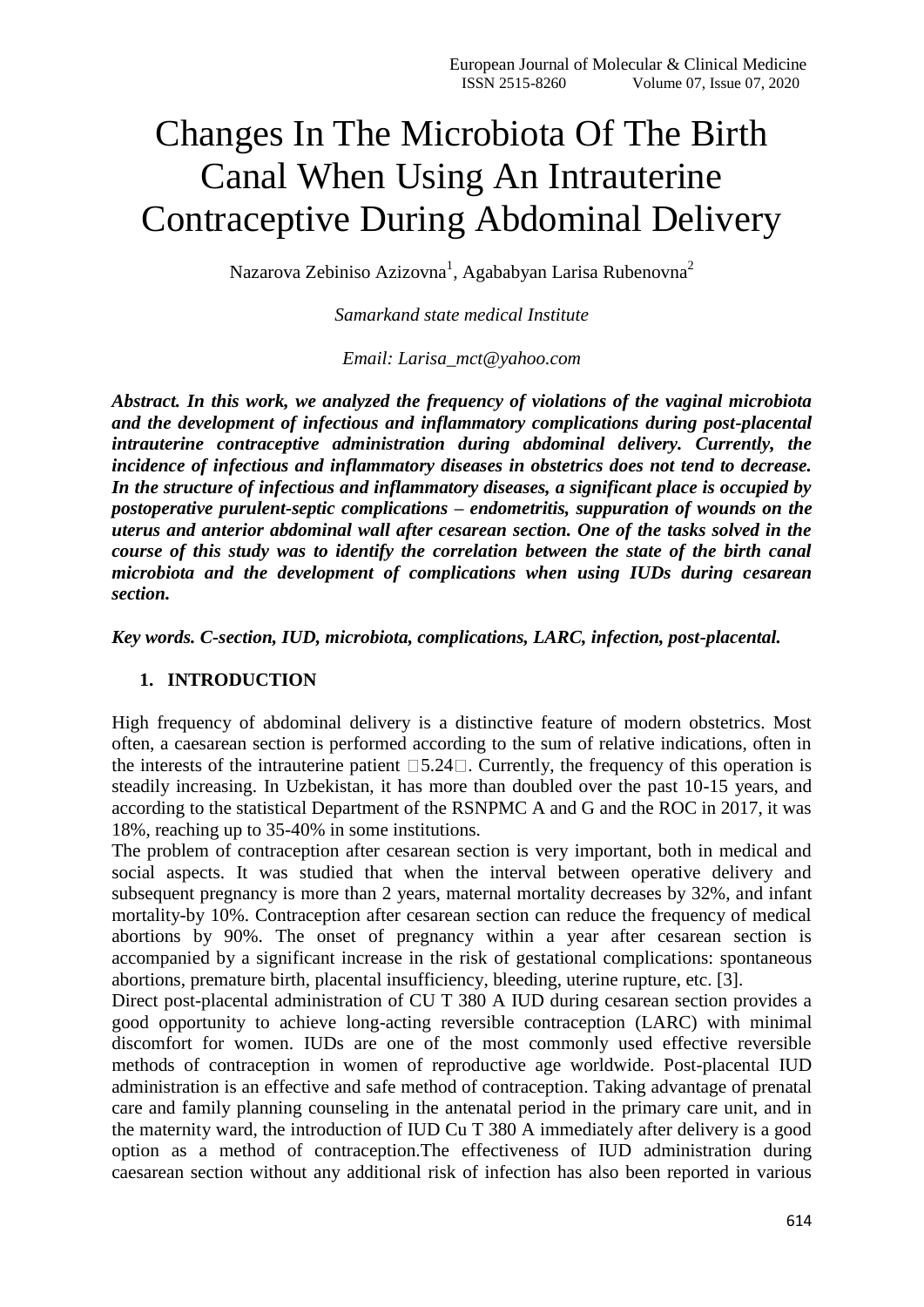# Changes In The Microbiota Of The Birth Canal When Using An Intrauterine Contraceptive During Abdominal Delivery

Nazarova Zebiniso Azizovna[1], Agababyan Larisa Rubenovna[2]

*Samarkand state medical Institute*

*Email: Larisa_mct@yahoo.com*

***Abstract. In this work, we analyzed the frequency of violations of the vaginal microbiota and the development of infectious and inflammatory complications during post-placental intrauterine contraceptive administration during abdominal delivery. Currently, the incidence of infectious and inflammatory diseases in obstetrics does not tend to decrease. In the structure of infectious and inflammatory diseases, a significant place is occupied by postoperative purulent-septic complications – endometritis, suppuration of wounds on the uterus and anterior abdominal wall after cesarean section. One of the tasks solved in the course of this study was to identify the correlation between the state of the birth canal microbiota and the development of complications when using IUDs during cesarean section.***

***Key words. C-section, IUD, microbiota, complications, LARC, infection, post-placental.***

## 1. INTRODUCTION

High frequency of abdominal delivery is a distinctive feature of modern obstetrics. Most often, a caesarean section is performed according to the sum of relative indications, often in the interests of the intrauterine patient [5.24]. Currently, the frequency of this operation is steadily increasing. In Uzbekistan, it has more than doubled over the past 10-15 years, and according to the statistical Department of the RSNPMC A and G and the ROC in 2017, it was 18%, reaching up to 35-40% in some institutions.

The problem of contraception after cesarean section is very important, both in medical and social aspects. It was studied that when the interval between operative delivery and subsequent pregnancy is more than 2 years, maternal mortality decreases by 32%, and infant mortality-by 10%. Contraception after cesarean section can reduce the frequency of medical abortions by 90%. The onset of pregnancy within a year after cesarean section is accompanied by a significant increase in the risk of gestational complications: spontaneous abortions, premature birth, placental insufficiency, bleeding, uterine rupture, etc. [3].

Direct post-placental administration of CU T 380 A IUD during cesarean section provides a good opportunity to achieve long-acting reversible contraception (LARC) with minimal discomfort for women. IUDs are one of the most commonly used effective reversible methods of contraception in women of reproductive age worldwide. Post-placental IUD administration is an effective and safe method of contraception. Taking advantage of prenatal care and family planning counseling in the antenatal period in the primary care unit, and in the maternity ward, the introduction of IUD Cu T 380 A immediately after delivery is a good option as a method of contraception.The effectiveness of IUD administration during caesarean section without any additional risk of infection has also been reported in various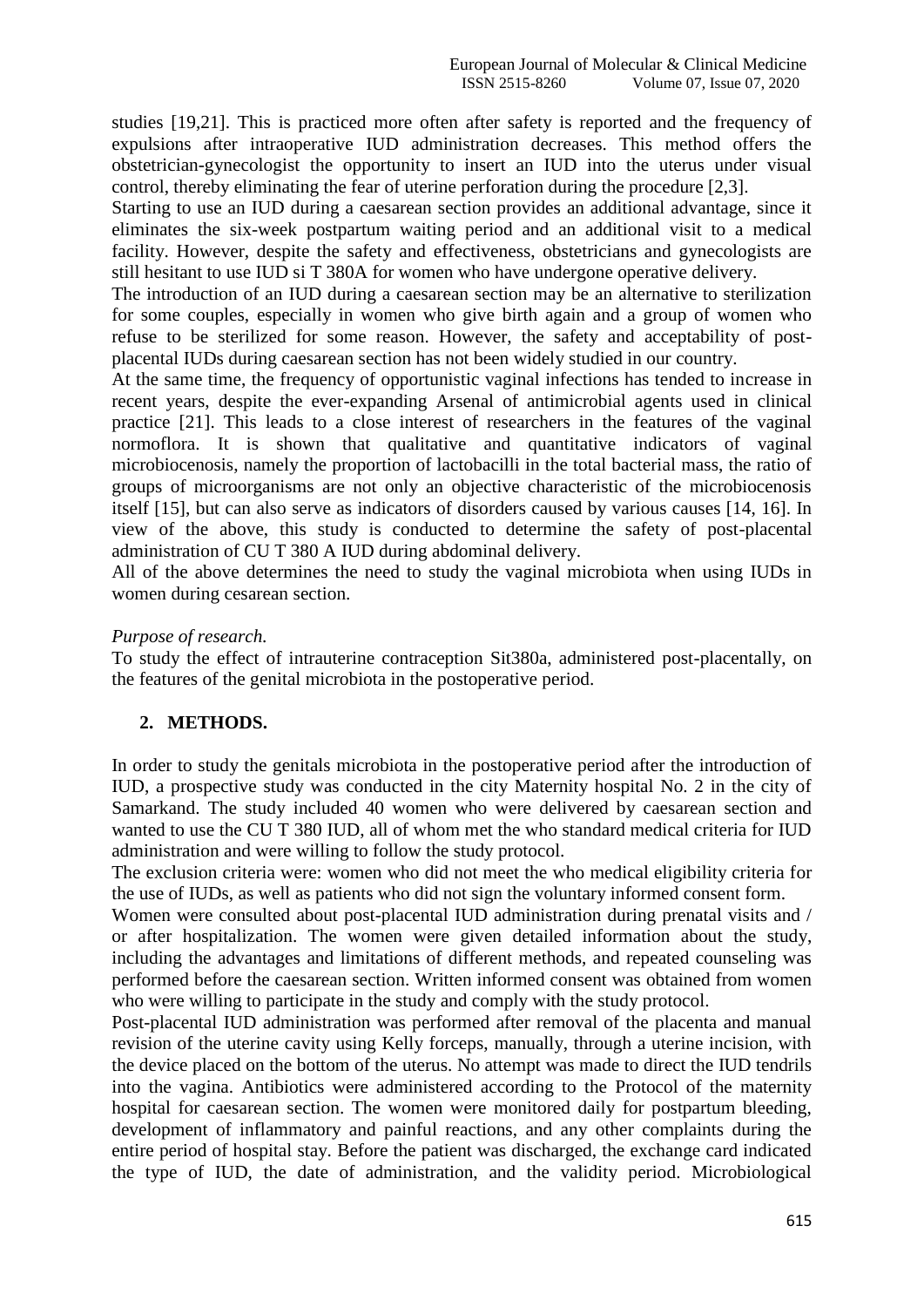studies [19,21]. This is practiced more often after safety is reported and the frequency of expulsions after intraoperative IUD administration decreases. This method offers the obstetrician-gynecologist the opportunity to insert an IUD into the uterus under visual control, thereby eliminating the fear of uterine perforation during the procedure [2,3].

Starting to use an IUD during a caesarean section provides an additional advantage, since it eliminates the six-week postpartum waiting period and an additional visit to a medical facility. However, despite the safety and effectiveness, obstetricians and gynecologists are still hesitant to use IUD si T 380A for women who have undergone operative delivery.

The introduction of an IUD during a caesarean section may be an alternative to sterilization for some couples, especially in women who give birth again and a group of women who refuse to be sterilized for some reason. However, the safety and acceptability of post-placental IUDs during caesarean section has not been widely studied in our country.

At the same time, the frequency of opportunistic vaginal infections has tended to increase in recent years, despite the ever-expanding Arsenal of antimicrobial agents used in clinical practice [21]. This leads to a close interest of researchers in the features of the vaginal normoflora. It is shown that qualitative and quantitative indicators of vaginal microbiocenosis, namely the proportion of lactobacilli in the total bacterial mass, the ratio of groups of microorganisms are not only an objective characteristic of the microbiocenosis itself [15], but can also serve as indicators of disorders caused by various causes [14, 16]. In view of the above, this study is conducted to determine the safety of post-placental administration of CU T 380 A IUD during abdominal delivery.

All of the above determines the need to study the vaginal microbiota when using IUDs in women during cesarean section.

*Purpose of research.*

To study the effect of intrauterine contraception Sit380a, administered post-placentally, on the features of the genital microbiota in the postoperative period.

## 2. METHODS.

In order to study the genitals microbiota in the postoperative period after the introduction of IUD, a prospective study was conducted in the city Maternity hospital No. 2 in the city of Samarkand. The study included 40 women who were delivered by caesarean section and wanted to use the CU T 380 IUD, all of whom met the who standard medical criteria for IUD administration and were willing to follow the study protocol.

The exclusion criteria were: women who did not meet the who medical eligibility criteria for the use of IUDs, as well as patients who did not sign the voluntary informed consent form.

Women were consulted about post-placental IUD administration during prenatal visits and / or after hospitalization. The women were given detailed information about the study, including the advantages and limitations of different methods, and repeated counseling was performed before the caesarean section. Written informed consent was obtained from women who were willing to participate in the study and comply with the study protocol.

Post-placental IUD administration was performed after removal of the placenta and manual revision of the uterine cavity using Kelly forceps, manually, through a uterine incision, with the device placed on the bottom of the uterus. No attempt was made to direct the IUD tendrils into the vagina. Antibiotics were administered according to the Protocol of the maternity hospital for caesarean section. The women were monitored daily for postpartum bleeding, development of inflammatory and painful reactions, and any other complaints during the entire period of hospital stay. Before the patient was discharged, the exchange card indicated the type of IUD, the date of administration, and the validity period. Microbiological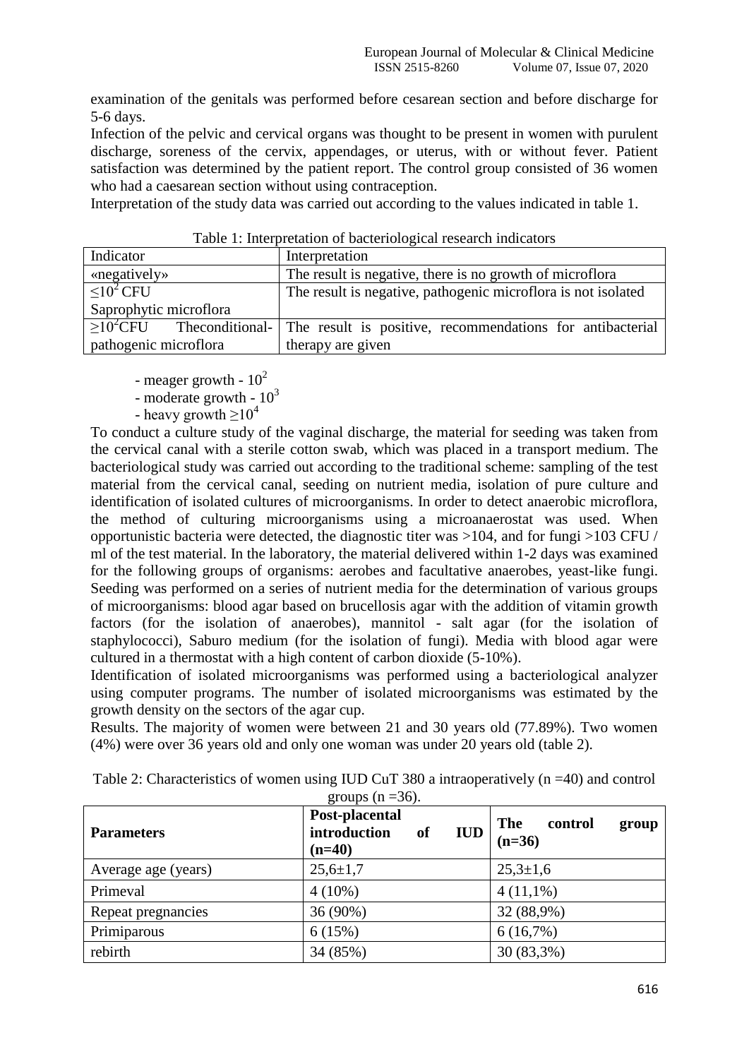examination of the genitals was performed before cesarean section and before discharge for 5-6 days.

Infection of the pelvic and cervical organs was thought to be present in women with purulent discharge, soreness of the cervix, appendages, or uterus, with or without fever. Patient satisfaction was determined by the patient report. The control group consisted of 36 women who had a caesarean section without using contraception.

Interpretation of the study data was carried out according to the values indicated in table 1.

Table 1: Interpretation of bacteriological research indicators

| Indicator | Interpretation |
|---|---|
| «negatively» | The result is negative, there is no growth of microflora |
| $\leq 10^2$ CFU Saprophytic microflora | The result is negative, pathogenic microflora is not isolated |
| $\geq 10^2$CFU Theconditional-pathogenic microflora | The result is positive, recommendations for antibacterial therapy are given |

- meager growth - $10^2$
- moderate growth - $10^3$
- heavy growth $\geq 10^4$

To conduct a culture study of the vaginal discharge, the material for seeding was taken from the cervical canal with a sterile cotton swab, which was placed in a transport medium. The bacteriological study was carried out according to the traditional scheme: sampling of the test material from the cervical canal, seeding on nutrient media, isolation of pure culture and identification of isolated cultures of microorganisms. In order to detect anaerobic microflora, the method of culturing microorganisms using a microanaerostat was used. When opportunistic bacteria were detected, the diagnostic titer was >104, and for fungi >103 CFU / ml of the test material. In the laboratory, the material delivered within 1-2 days was examined for the following groups of organisms: aerobes and facultative anaerobes, yeast-like fungi. Seeding was performed on a series of nutrient media for the determination of various groups of microorganisms: blood agar based on brucellosis agar with the addition of vitamin growth factors (for the isolation of anaerobes), mannitol - salt agar (for the isolation of staphylococci), Saburo medium (for the isolation of fungi). Media with blood agar were cultured in a thermostat with a high content of carbon dioxide (5-10%).

Identification of isolated microorganisms was performed using a bacteriological analyzer using computer programs. The number of isolated microorganisms was estimated by the growth density on the sectors of the agar cup.

Results. The majority of women were between 21 and 30 years old (77.89%). Two women (4%) were over 36 years old and only one woman was under 20 years old (table 2).

Table 2: Characteristics of women using IUD CuT 380 a intraoperatively (n =40) and control groups (n =36).

| **Parameters** | **Post-placental introduction of IUD (n=40)** | **The control group (n=36)** |
|---|---|---|
| Average age (years) | 25,6±1,7 | 25,3±1,6 |
| Primeval | 4 (10%) | 4 (11,1%) |
| Repeat pregnancies | 36 (90%) | 32 (88,9%) |
| Primiparous | 6 (15%) | 6 (16,7%) |
| rebirth | 34 (85%) | 30 (83,3%) |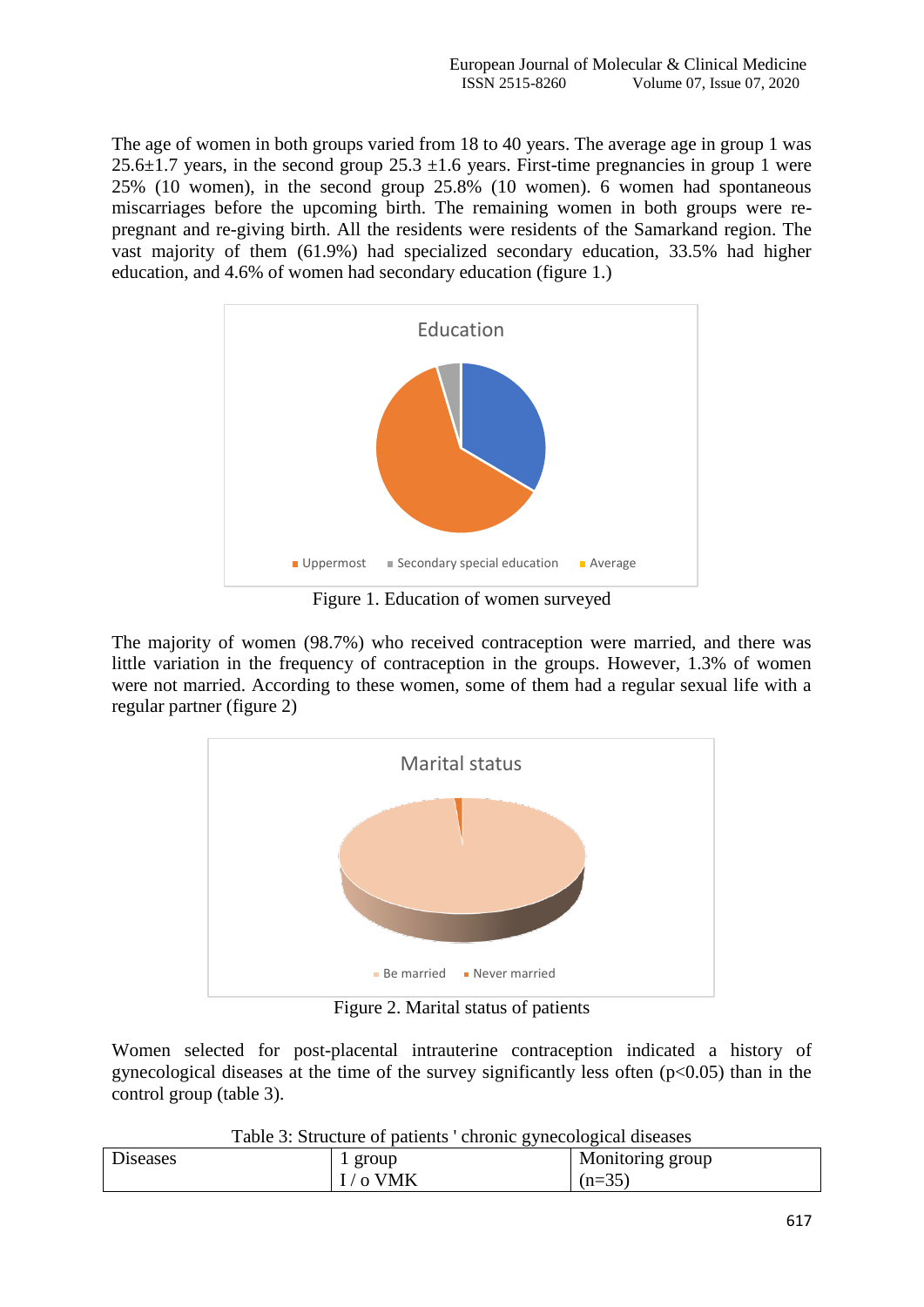The age of women in both groups varied from 18 to 40 years. The average age in group 1 was 25.6±1.7 years, in the second group 25.3 ±1.6 years. First-time pregnancies in group 1 were 25% (10 women), in the second group 25.8% (10 women). 6 women had spontaneous miscarriages before the upcoming birth. The remaining women in both groups were re-pregnant and re-giving birth. All the residents were residents of the Samarkand region. The vast majority of them (61.9%) had specialized secondary education, 33.5% had higher education, and 4.6% of women had secondary education (figure 1.)

Figure 1. Education of women surveyed

The majority of women (98.7%) who received contraception were married, and there was little variation in the frequency of contraception in the groups. However, 1.3% of women were not married. According to these women, some of them had a regular sexual life with a regular partner (figure 2)

Figure 2. Marital status of patients

Women selected for post-placental intrauterine contraception indicated a history of gynecological diseases at the time of the survey significantly less often ($p<0.05$) than in the control group (table 3).

Table 3: Structure of patients ' chronic gynecological diseases

| Diseases | 1 group I / o VMK | Monitoring group (n=35) |
|---|---|---|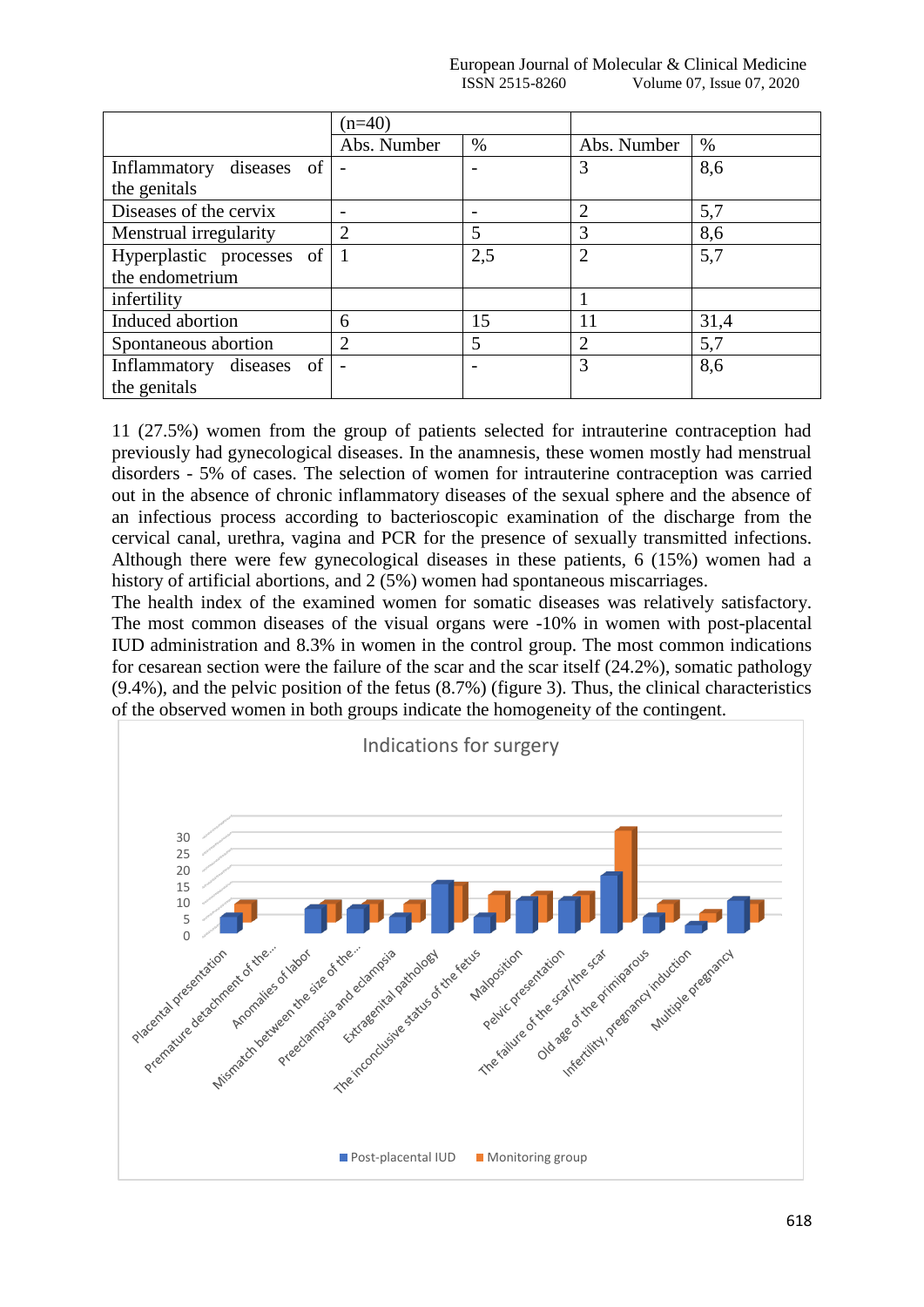| | (n=40) | | | |
|---|---|---|---|---|
| | Abs. Number | % | Abs. Number | % |
| Inflammatory diseases of the genitals | - | - | 3 | 8,6 |
| Diseases of the cervix | - | - | 2 | 5,7 |
| Menstrual irregularity | 2 | 5 | 3 | 8,6 |
| Hyperplastic processes of the endometrium | 1 | 2,5 | 2 | 5,7 |
| infertility | | | 1 | |
| Induced abortion | 6 | 15 | 11 | 31,4 |
| Spontaneous abortion | 2 | 5 | 2 | 5,7 |
| Inflammatory diseases of the genitals | - | - | 3 | 8,6 |

11 (27.5%) women from the group of patients selected for intrauterine contraception had previously had gynecological diseases. In the anamnesis, these women mostly had menstrual disorders - 5% of cases. The selection of women for intrauterine contraception was carried out in the absence of chronic inflammatory diseases of the sexual sphere and the absence of an infectious process according to bacterioscopic examination of the discharge from the cervical canal, urethra, vagina and PCR for the presence of sexually transmitted infections. Although there were few gynecological diseases in these patients, 6 (15%) women had a history of artificial abortions, and 2 (5%) women had spontaneous miscarriages.

The health index of the examined women for somatic diseases was relatively satisfactory. The most common diseases of the visual organs were -10% in women with post-placental IUD administration and 8.3% in women in the control group. The most common indications for cesarean section were the failure of the scar and the scar itself (24.2%), somatic pathology (9.4%), and the pelvic position of the fetus (8.7%) (figure 3). Thus, the clinical characteristics of the observed women in both groups indicate the homogeneity of the contingent.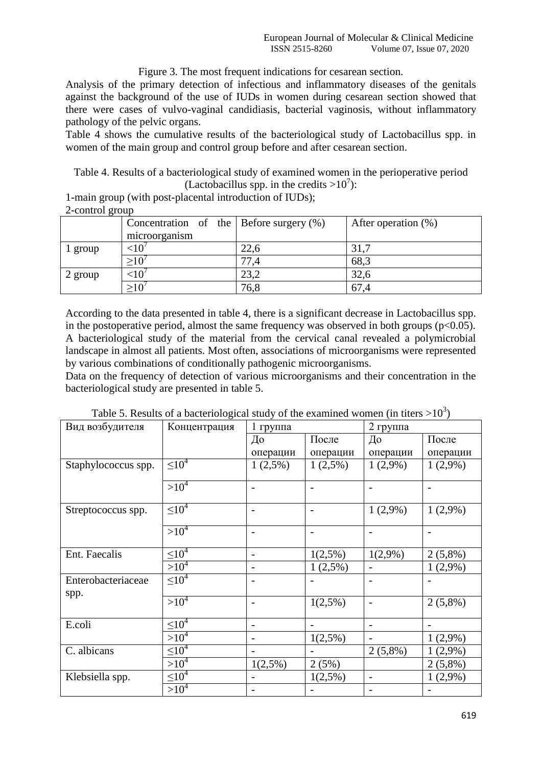Figure 3. The most frequent indications for cesarean section.

Analysis of the primary detection of infectious and inflammatory diseases of the genitals against the background of the use of IUDs in women during cesarean section showed that there were cases of vulvo-vaginal candidiasis, bacterial vaginosis, without inflammatory pathology of the pelvic organs.

Table 4 shows the cumulative results of the bacteriological study of Lactobacillus spp. in women of the main group and control group before and after cesarean section.

Table 4. Results of a bacteriological study of examined women in the perioperative period (Lactobacillus spp. in the credits $>10^7$):

1-main group (with post-placental introduction of IUDs);

2-control group

| | Concentration of the microorganism | Before surgery (%) | After operation (%) |
|---|---|---|---|
| 1 group | $<10^7$ | 22,6 | 31,7 |
| | $\geq10^7$ | 77,4 | 68,3 |
| 2 group | $<10^7$ | 23,2 | 32,6 |
| | $\geq10^7$ | 76,8 | 67,4 |

According to the data presented in table 4, there is a significant decrease in Lactobacillus spp. in the postoperative period, almost the same frequency was observed in both groups ($p<0.05$).

A bacteriological study of the material from the cervical canal revealed a polymicrobial landscape in almost all patients. Most often, associations of microorganisms were represented by various combinations of conditionally pathogenic microorganisms.

Data on the frequency of detection of various microorganisms and their concentration in the bacteriological study are presented in table 5.

Table 5. Results of a bacteriological study of the examined women (in titers $>10^3$)

| Вид возбудителя | Концентрация | 1 группа | | 2 группа | |
|---|---|---|---|---|---|
| | | До операции | После операции | До операции | После операции |
| Staphylococcus spp. | $\leq10^4$ | 1 (2,5%) | 1 (2,5%) | 1 (2,9%) | 1 (2,9%) |
| | $>10^4$ | - | - | - | - |
| Streptococcus spp. | $\leq10^4$ | - | - | 1 (2,9%) | 1 (2,9%) |
| | $>10^4$ | - | - | - | - |
| Ent. Faecalis | $\leq10^4$ | - | 1(2,5%) | 1(2,9%) | 2 (5,8%) |
| | $>10^4$ | - | 1 (2,5%) | - | 1 (2,9%) |
| Enterobacteriaceae spp. | $\leq10^4$ | - | - | - | - |
| | $>10^4$ | - | 1(2,5%) | - | 2 (5,8%) |
| E.coli | $\leq10^4$ | - | - | - | - |
| | $>10^4$ | - | 1(2,5%) | - | 1 (2,9%) |
| C. albicans | $\leq10^4$ | - | - | 2 (5,8%) | 1 (2,9%) |
| | $>10^4$ | 1(2,5%) | 2 (5%) | | 2 (5,8%) |
| Klebsiella spp. | $\leq10^4$ | - | 1(2,5%) | - | 1 (2,9%) |
| | $>10^4$ | - | - | - | - |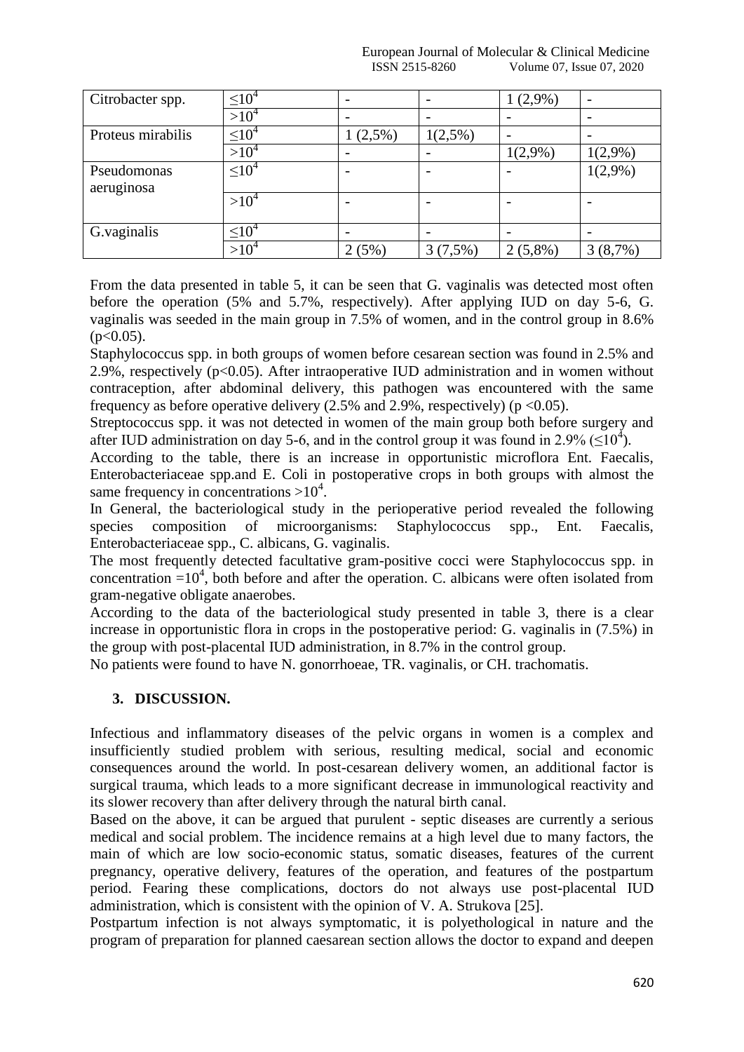| Citrobacter spp. | $\leq 10^4$ | - | - | 1 (2,9%) | - |
|---|---|---|---|---|---|
| | $>10^4$ | - | - | - | - |
| Proteus mirabilis | $\leq 10^4$ | 1 (2,5%) | 1(2,5%) | - | - |
| | $>10^4$ | - | - | 1(2,9%) | 1(2,9%) |
| Pseudomonas aeruginosa | $\leq 10^4$ | - | - | - | 1(2,9%) |
| | $>10^4$ | - | - | - | - |
| G.vaginalis | $\leq 10^4$ | - | - | - | - |
| | $>10^4$ | 2 (5%) | 3 (7,5%) | 2 (5,8%) | 3 (8,7%) |

From the data presented in table 5, it can be seen that G. vaginalis was detected most often before the operation (5% and 5.7%, respectively). After applying IUD on day 5-6, G. vaginalis was seeded in the main group in 7.5% of women, and in the control group in 8.6% ($p<0.05$).

Staphylococcus spp. in both groups of women before cesarean section was found in 2.5% and 2.9%, respectively ($p<0.05$). After intraoperative IUD administration and in women without contraception, after abdominal delivery, this pathogen was encountered with the same frequency as before operative delivery (2.5% and 2.9%, respectively) ($p <0.05$).

Streptococcus spp. it was not detected in women of the main group both before surgery and after IUD administration on day 5-6, and in the control group it was found in 2.9% ($\leq 10^4$).

According to the table, there is an increase in opportunistic microflora Ent. Faecalis, Enterobacteriaceae spp.and E. Coli in postoperative crops in both groups with almost the same frequency in concentrations $>10^4$.

In General, the bacteriological study in the perioperative period revealed the following species composition of microorganisms: Staphylococcus spp., Ent. Faecalis, Enterobacteriaceae spp., C. albicans, G. vaginalis.

The most frequently detected facultative gram-positive cocci were Staphylococcus spp. in concentration $=10^4$, both before and after the operation. C. albicans were often isolated from gram-negative obligate anaerobes.

According to the data of the bacteriological study presented in table 3, there is a clear increase in opportunistic flora in crops in the postoperative period: G. vaginalis in (7.5%) in the group with post-placental IUD administration, in 8.7% in the control group.

No patients were found to have N. gonorrhoeae, TR. vaginalis, or CH. trachomatis.

## 3. DISCUSSION.

Infectious and inflammatory diseases of the pelvic organs in women is a complex and insufficiently studied problem with serious, resulting medical, social and economic consequences around the world. In post-cesarean delivery women, an additional factor is surgical trauma, which leads to a more significant decrease in immunological reactivity and its slower recovery than after delivery through the natural birth canal.

Based on the above, it can be argued that purulent - septic diseases are currently a serious medical and social problem. The incidence remains at a high level due to many factors, the main of which are low socio-economic status, somatic diseases, features of the current pregnancy, operative delivery, features of the operation, and features of the postpartum period. Fearing these complications, doctors do not always use post-placental IUD administration, which is consistent with the opinion of V. A. Strukova [25].

Postpartum infection is not always symptomatic, it is polyethological in nature and the program of preparation for planned caesarean section allows the doctor to expand and deepen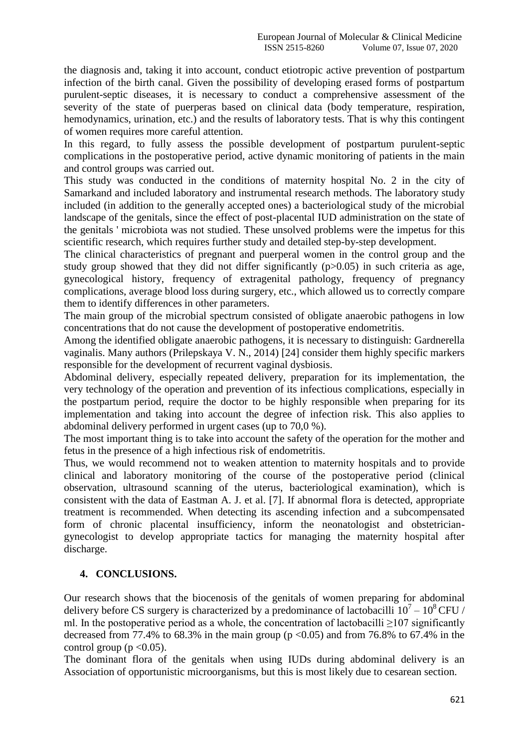the diagnosis and, taking it into account, conduct etiotropic active prevention of postpartum infection of the birth canal. Given the possibility of developing erased forms of postpartum purulent-septic diseases, it is necessary to conduct a comprehensive assessment of the severity of the state of puerperas based on clinical data (body temperature, respiration, hemodynamics, urination, etc.) and the results of laboratory tests. That is why this contingent of women requires more careful attention.

In this regard, to fully assess the possible development of postpartum purulent-septic complications in the postoperative period, active dynamic monitoring of patients in the main and control groups was carried out.

This study was conducted in the conditions of maternity hospital No. 2 in the city of Samarkand and included laboratory and instrumental research methods. The laboratory study included (in addition to the generally accepted ones) a bacteriological study of the microbial landscape of the genitals, since the effect of post-placental IUD administration on the state of the genitals ' microbiota was not studied. These unsolved problems were the impetus for this scientific research, which requires further study and detailed step-by-step development.

The clinical characteristics of pregnant and puerperal women in the control group and the study group showed that they did not differ significantly ($p>0.05$) in such criteria as age, gynecological history, frequency of extragenital pathology, frequency of pregnancy complications, average blood loss during surgery, etc., which allowed us to correctly compare them to identify differences in other parameters.

The main group of the microbial spectrum consisted of obligate anaerobic pathogens in low concentrations that do not cause the development of postoperative endometritis.

Among the identified obligate anaerobic pathogens, it is necessary to distinguish: Gardnerella vaginalis. Many authors (Prilepskaya V. N., 2014) [24] consider them highly specific markers responsible for the development of recurrent vaginal dysbiosis.

Abdominal delivery, especially repeated delivery, preparation for its implementation, the very technology of the operation and prevention of its infectious complications, especially in the postpartum period, require the doctor to be highly responsible when preparing for its implementation and taking into account the degree of infection risk. This also applies to abdominal delivery performed in urgent cases (up to 70,0 %).

The most important thing is to take into account the safety of the operation for the mother and fetus in the presence of a high infectious risk of endometritis.

Thus, we would recommend not to weaken attention to maternity hospitals and to provide clinical and laboratory monitoring of the course of the postoperative period (clinical observation, ultrasound scanning of the uterus, bacteriological examination), which is consistent with the data of Eastman A. J. et al. [7]. If abnormal flora is detected, appropriate treatment is recommended. When detecting its ascending infection and a subcompensated form of chronic placental insufficiency, inform the neonatologist and obstetrician-gynecologist to develop appropriate tactics for managing the maternity hospital after discharge.

## 4. CONCLUSIONS.

Our research shows that the biocenosis of the genitals of women preparing for abdominal delivery before CS surgery is characterized by a predominance of lactobacilli $10^7 - 10^8$ CFU / ml. In the postoperative period as a whole, the concentration of lactobacilli ≥107 significantly decreased from 77.4% to 68.3% in the main group ($p<0.05$) and from 76.8% to 67.4% in the control group ($p<0.05$).

The dominant flora of the genitals when using IUDs during abdominal delivery is an Association of opportunistic microorganisms, but this is most likely due to cesarean section.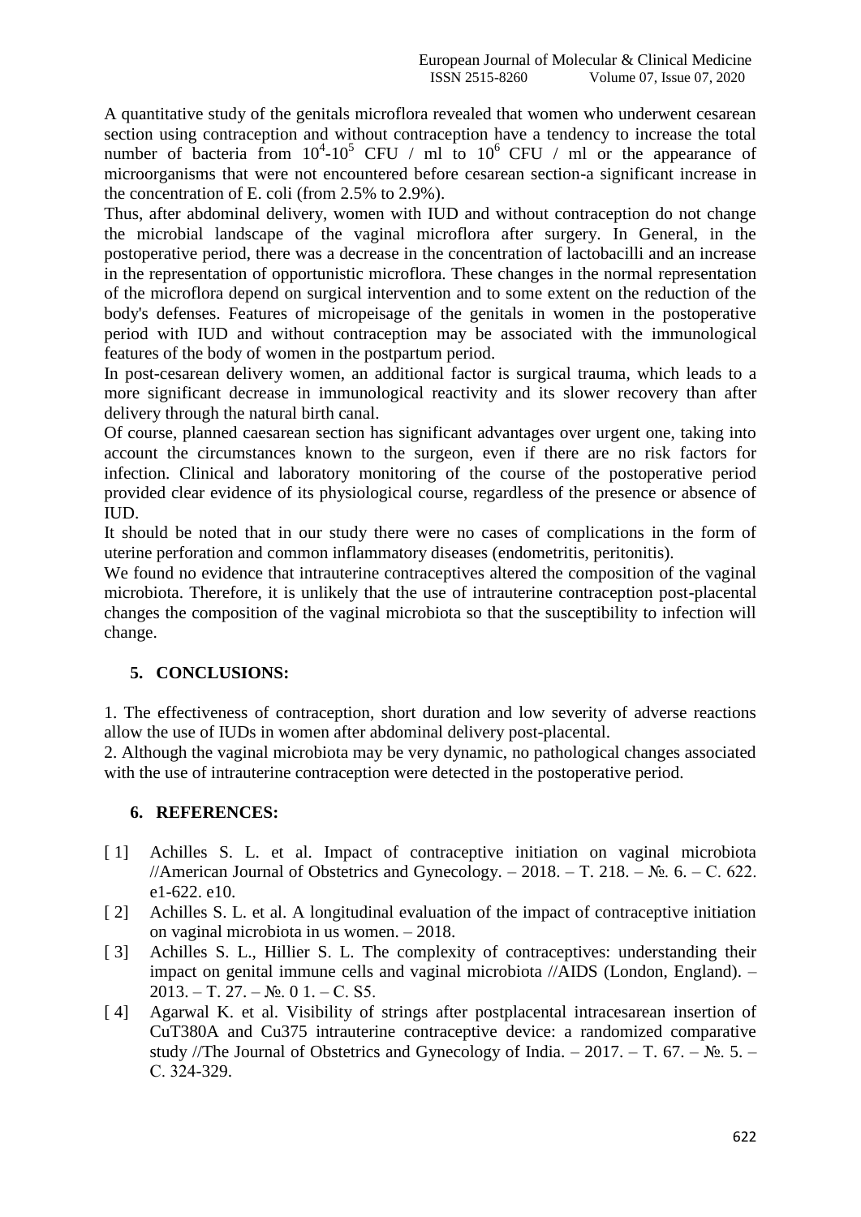A quantitative study of the genitals microflora revealed that women who underwent cesarean section using contraception and without contraception have a tendency to increase the total number of bacteria from $10^4$-$10^5$ CFU / ml to $10^6$ CFU / ml or the appearance of microorganisms that were not encountered before cesarean section-a significant increase in the concentration of E. coli (from 2.5% to 2.9%).

Thus, after abdominal delivery, women with IUD and without contraception do not change the microbial landscape of the vaginal microflora after surgery. In General, in the postoperative period, there was a decrease in the concentration of lactobacilli and an increase in the representation of opportunistic microflora. These changes in the normal representation of the microflora depend on surgical intervention and to some extent on the reduction of the body's defenses. Features of micropeisage of the genitals in women in the postoperative period with IUD and without contraception may be associated with the immunological features of the body of women in the postpartum period.

In post-cesarean delivery women, an additional factor is surgical trauma, which leads to a more significant decrease in immunological reactivity and its slower recovery than after delivery through the natural birth canal.

Of course, planned caesarean section has significant advantages over urgent one, taking into account the circumstances known to the surgeon, even if there are no risk factors for infection. Clinical and laboratory monitoring of the course of the postoperative period provided clear evidence of its physiological course, regardless of the presence or absence of IUD.

It should be noted that in our study there were no cases of complications in the form of uterine perforation and common inflammatory diseases (endometritis, peritonitis).

We found no evidence that intrauterine contraceptives altered the composition of the vaginal microbiota. Therefore, it is unlikely that the use of intrauterine contraception post-placental changes the composition of the vaginal microbiota so that the susceptibility to infection will change.

## 5. CONCLUSIONS:

1. The effectiveness of contraception, short duration and low severity of adverse reactions allow the use of IUDs in women after abdominal delivery post-placental.
2. Although the vaginal microbiota may be very dynamic, no pathological changes associated with the use of intrauterine contraception were detected in the postoperative period.

## 6. REFERENCES:

[1] Achilles S. L. et al. Impact of contraceptive initiation on vaginal microbiota //American Journal of Obstetrics and Gynecology. – 2018. – Т. 218. – №. 6. – С. 622. e1-622. e10.

[2] Achilles S. L. et al. A longitudinal evaluation of the impact of contraceptive initiation on vaginal microbiota in us women. – 2018.

[3] Achilles S. L., Hillier S. L. The complexity of contraceptives: understanding their impact on genital immune cells and vaginal microbiota //AIDS (London, England). – 2013. – Т. 27. – №. 0 1. – С. S5.

[4] Agarwal K. et al. Visibility of strings after postplacental intracesarean insertion of CuT380A and Cu375 intrauterine contraceptive device: a randomized comparative study //The Journal of Obstetrics and Gynecology of India. – 2017. – Т. 67. – №. 5. – С. 324-329.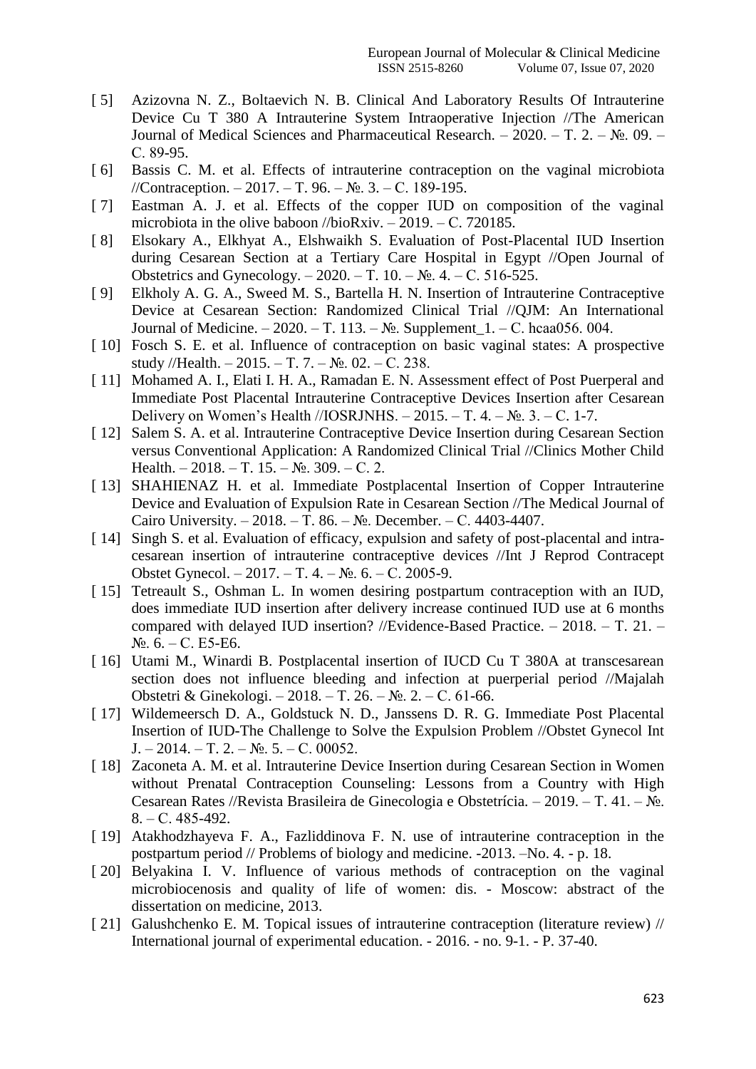- [ 5] Azizovna N. Z., Boltaevich N. B. Clinical And Laboratory Results Of Intrauterine Device Cu T 380 A Intrauterine System Intraoperative Injection //The American Journal of Medical Sciences and Pharmaceutical Research. – 2020. – Т. 2. – №. 09. – С. 89-95.
- [ 6] Bassis C. M. et al. Effects of intrauterine contraception on the vaginal microbiota //Contraception. – 2017. – Т. 96. – №. 3. – С. 189-195.
- [ 7] Eastman A. J. et al. Effects of the copper IUD on composition of the vaginal microbiota in the olive baboon //bioRxiv. – 2019. – С. 720185.
- [ 8] Elsokary A., Elkhyat A., Elshwaikh S. Evaluation of Post-Placental IUD Insertion during Cesarean Section at a Tertiary Care Hospital in Egypt //Open Journal of Obstetrics and Gynecology. – 2020. – Т. 10. – №. 4. – С. 516-525.
- [ 9] Elkholy A. G. A., Sweed M. S., Bartella H. N. Insertion of Intrauterine Contraceptive Device at Cesarean Section: Randomized Clinical Trial //QJM: An International Journal of Medicine. – 2020. – Т. 113. – №. Supplement_1. – С. hcaa056. 004.
- [ 10] Fosch S. E. et al. Influence of contraception on basic vaginal states: A prospective study //Health. – 2015. – Т. 7. – №. 02. – С. 238.
- [ 11] Mohamed A. I., Elati I. H. A., Ramadan E. N. Assessment effect of Post Puerperal and Immediate Post Placental Intrauterine Contraceptive Devices Insertion after Cesarean Delivery on Women's Health //IOSRJNHS. – 2015. – Т. 4. – №. 3. – С. 1-7.
- [ 12] Salem S. A. et al. Intrauterine Contraceptive Device Insertion during Cesarean Section versus Conventional Application: A Randomized Clinical Trial //Clinics Mother Child Health. – 2018. – Т. 15. – №. 309. – С. 2.
- [ 13] SHAHIENAZ H. et al. Immediate Postplacental Insertion of Copper Intrauterine Device and Evaluation of Expulsion Rate in Cesarean Section //The Medical Journal of Cairo University. – 2018. – Т. 86. – №. December. – С. 4403-4407.
- [ 14] Singh S. et al. Evaluation of efficacy, expulsion and safety of post-placental and intra-cesarean insertion of intrauterine contraceptive devices //Int J Reprod Contracept Obstet Gynecol. – 2017. – Т. 4. – №. 6. – С. 2005-9.
- [ 15] Tetreault S., Oshman L. In women desiring postpartum contraception with an IUD, does immediate IUD insertion after delivery increase continued IUD use at 6 months compared with delayed IUD insertion? //Evidence-Based Practice. – 2018. – Т. 21. – №. 6. – С. E5-E6.
- [ 16] Utami M., Winardi B. Postplacental insertion of IUCD Cu T 380A at transcesarean section does not influence bleeding and infection at puerperial period //Majalah Obstetri & Ginekologi. – 2018. – Т. 26. – №. 2. – С. 61-66.
- [ 17] Wildemeersch D. A., Goldstuck N. D., Janssens D. R. G. Immediate Post Placental Insertion of IUD-The Challenge to Solve the Expulsion Problem //Obstet Gynecol Int J. – 2014. – Т. 2. – №. 5. – С. 00052.
- [ 18] Zaconeta A. M. et al. Intrauterine Device Insertion during Cesarean Section in Women without Prenatal Contraception Counseling: Lessons from a Country with High Cesarean Rates //Revista Brasileira de Ginecologia e Obstetrícia. – 2019. – Т. 41. – №. 8. – С. 485-492.
- [ 19] Atakhodzhayeva F. A., Fazliddinova F. N. use of intrauterine contraception in the postpartum period // Problems of biology and medicine. -2013. –No. 4. - p. 18.
- [ 20] Belyakina I. V. Influence of various methods of contraception on the vaginal microbiocenosis and quality of life of women: dis. - Moscow: abstract of the dissertation on medicine, 2013.
- [ 21] Galushchenko E. M. Topical issues of intrauterine contraception (literature review) // International journal of experimental education. - 2016. - no. 9-1. - P. 37-40.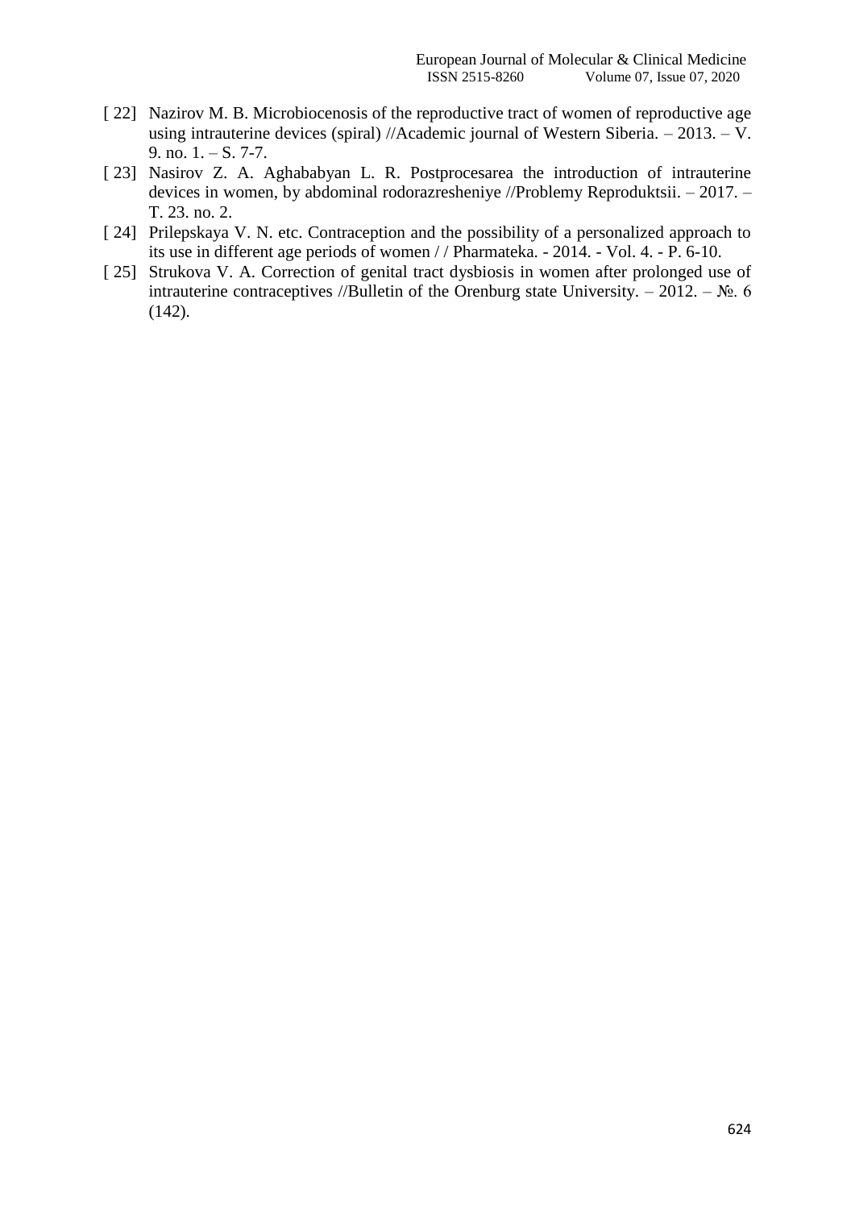[ 22] Nazirov M. B. Microbiocenosis of the reproductive tract of women of reproductive age using intrauterine devices (spiral) //Academic journal of Western Siberia. – 2013. – V. 9. no. 1. – S. 7-7.

[ 23] Nasirov Z. A. Aghababyan L. R. Postprocesarea the introduction of intrauterine devices in women, by abdominal rodorazresheniye //Problemy Reproduktsii. – 2017. – T. 23. no. 2.

[ 24] Prilepskaya V. N. etc. Contraception and the possibility of a personalized approach to its use in different age periods of women / / Pharmateka. - 2014. - Vol. 4. - P. 6-10.

[ 25] Strukova V. A. Correction of genital tract dysbiosis in women after prolonged use of intrauterine contraceptives //Bulletin of the Orenburg state University. – 2012. – №. 6 (142).